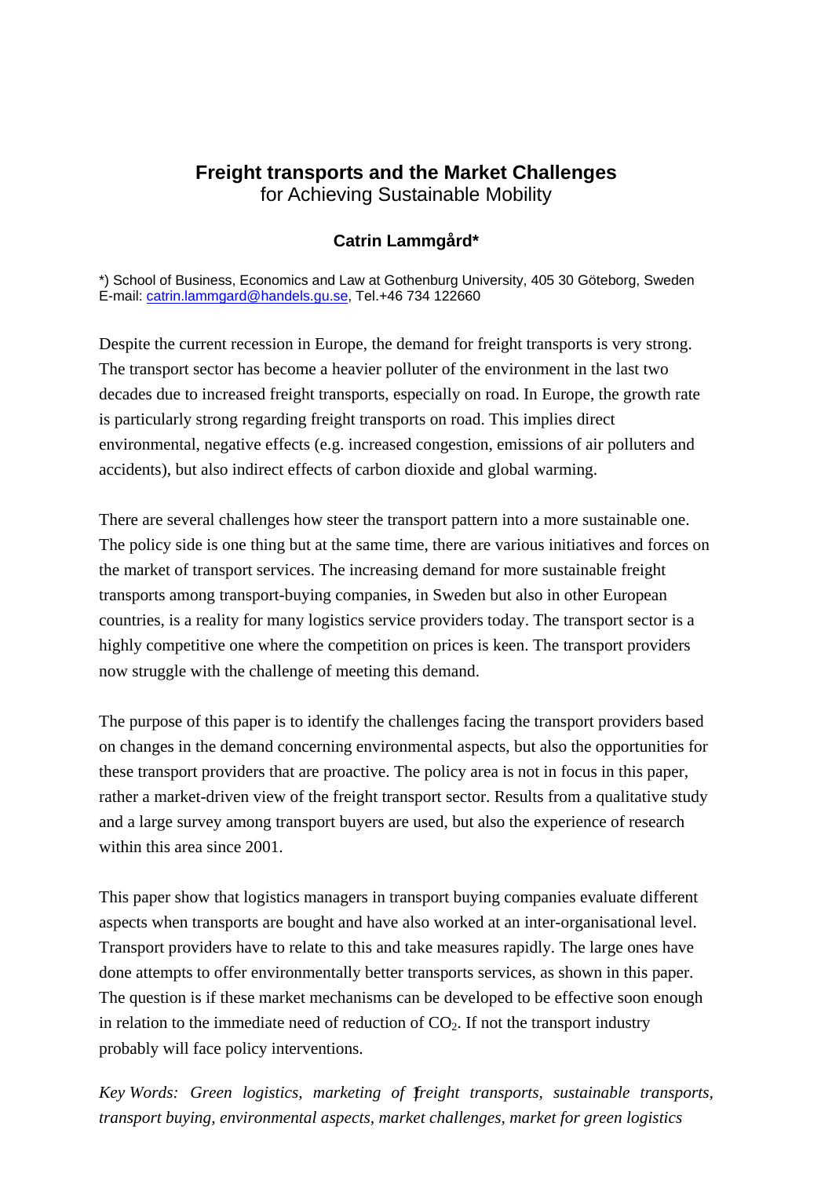# Freight transports and the Market Challenges

for Achieving Sustainable Mobility

**Catrin Lammgård***

*) School of Business, Economics and Law at Gothenburg University, 405 30 Göteborg, Sweden
E-mail: catrin.lammgard@handels.gu.se, Tel.+46 734 122660

Despite the current recession in Europe, the demand for freight transports is very strong. The transport sector has become a heavier polluter of the environment in the last two decades due to increased freight transports, especially on road. In Europe, the growth rate is particularly strong regarding freight transports on road. This implies direct environmental, negative effects (e.g. increased congestion, emissions of air polluters and accidents), but also indirect effects of carbon dioxide and global warming.

There are several challenges how steer the transport pattern into a more sustainable one. The policy side is one thing but at the same time, there are various initiatives and forces on the market of transport services. The increasing demand for more sustainable freight transports among transport-buying companies, in Sweden but also in other European countries, is a reality for many logistics service providers today. The transport sector is a highly competitive one where the competition on prices is keen. The transport providers now struggle with the challenge of meeting this demand.

The purpose of this paper is to identify the challenges facing the transport providers based on changes in the demand concerning environmental aspects, but also the opportunities for these transport providers that are proactive. The policy area is not in focus in this paper, rather a market-driven view of the freight transport sector. Results from a qualitative study and a large survey among transport buyers are used, but also the experience of research within this area since 2001.

This paper show that logistics managers in transport buying companies evaluate different aspects when transports are bought and have also worked at an inter-organisational level. Transport providers have to relate to this and take measures rapidly. The large ones have done attempts to offer environmentally better transports services, as shown in this paper. The question is if these market mechanisms can be developed to be effective soon enough in relation to the immediate need of reduction of $CO_2$. If not the transport industry probably will face policy interventions.

*Key Words: Green logistics, marketing of freight transports, sustainable transports, transport buying, environmental aspects, market challenges, market for green logistics*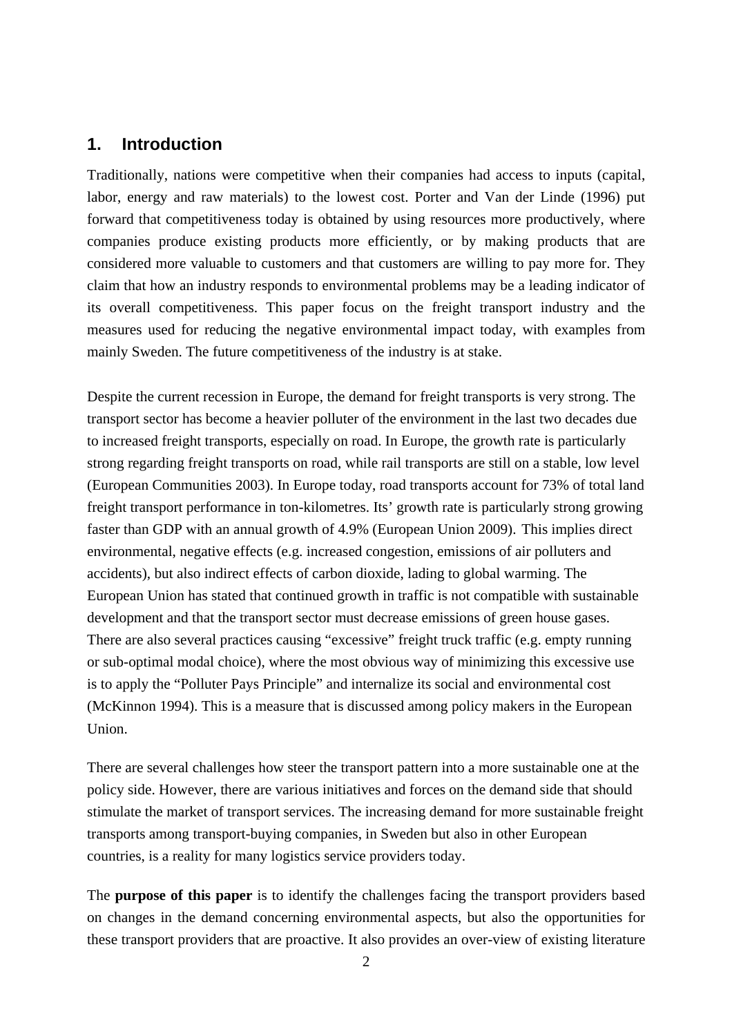## 1. Introduction

Traditionally, nations were competitive when their companies had access to inputs (capital, labor, energy and raw materials) to the lowest cost. Porter and Van der Linde (1996) put forward that competitiveness today is obtained by using resources more productively, where companies produce existing products more efficiently, or by making products that are considered more valuable to customers and that customers are willing to pay more for. They claim that how an industry responds to environmental problems may be a leading indicator of its overall competitiveness. This paper focus on the freight transport industry and the measures used for reducing the negative environmental impact today, with examples from mainly Sweden. The future competitiveness of the industry is at stake.

Despite the current recession in Europe, the demand for freight transports is very strong. The transport sector has become a heavier polluter of the environment in the last two decades due to increased freight transports, especially on road. In Europe, the growth rate is particularly strong regarding freight transports on road, while rail transports are still on a stable, low level (European Communities 2003). In Europe today, road transports account for 73% of total land freight transport performance in ton-kilometres. Its' growth rate is particularly strong growing faster than GDP with an annual growth of 4.9% (European Union 2009). This implies direct environmental, negative effects (e.g. increased congestion, emissions of air polluters and accidents), but also indirect effects of carbon dioxide, lading to global warming. The European Union has stated that continued growth in traffic is not compatible with sustainable development and that the transport sector must decrease emissions of green house gases. There are also several practices causing "excessive" freight truck traffic (e.g. empty running or sub-optimal modal choice), where the most obvious way of minimizing this excessive use is to apply the "Polluter Pays Principle" and internalize its social and environmental cost (McKinnon 1994). This is a measure that is discussed among policy makers in the European Union.

There are several challenges how steer the transport pattern into a more sustainable one at the policy side. However, there are various initiatives and forces on the demand side that should stimulate the market of transport services. The increasing demand for more sustainable freight transports among transport-buying companies, in Sweden but also in other European countries, is a reality for many logistics service providers today.

The **purpose of this paper** is to identify the challenges facing the transport providers based on changes in the demand concerning environmental aspects, but also the opportunities for these transport providers that are proactive. It also provides an over-view of existing literature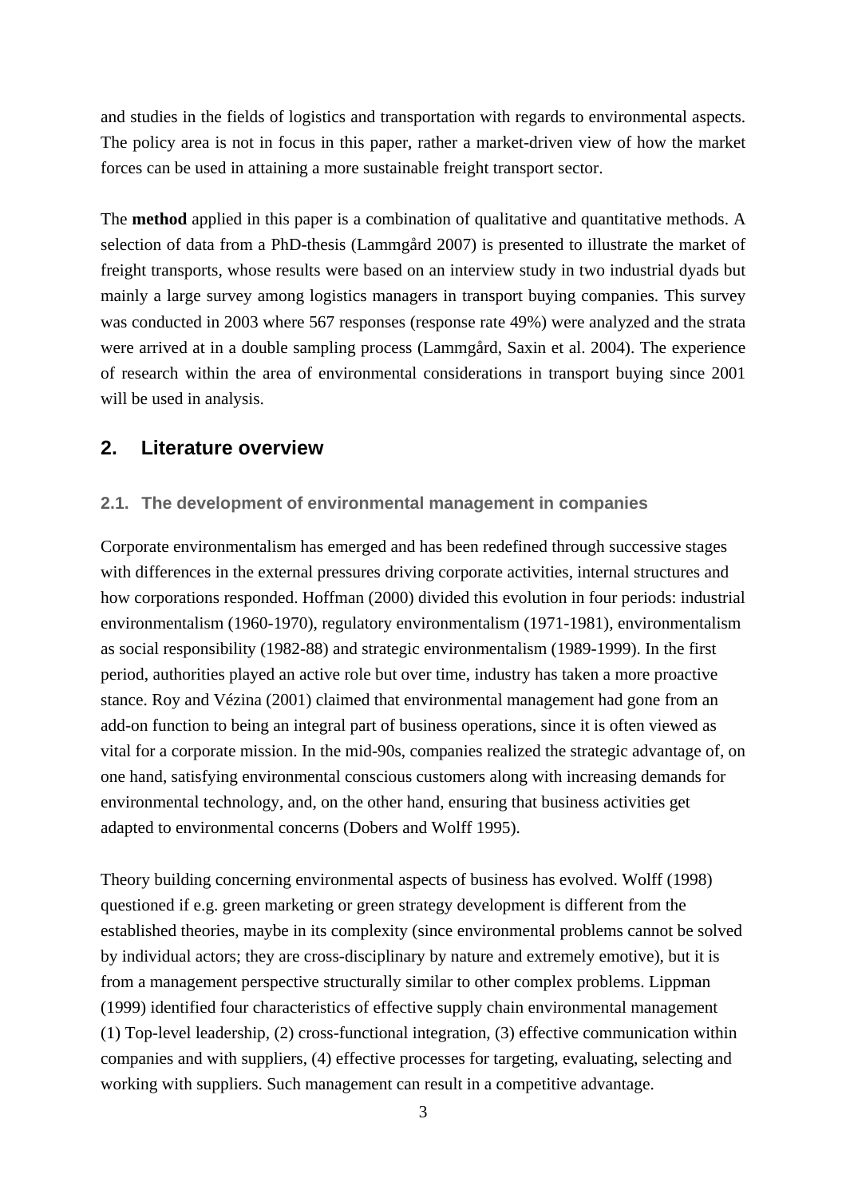and studies in the fields of logistics and transportation with regards to environmental aspects. The policy area is not in focus in this paper, rather a market-driven view of how the market forces can be used in attaining a more sustainable freight transport sector.

The **method** applied in this paper is a combination of qualitative and quantitative methods. A selection of data from a PhD-thesis (Lammgård 2007) is presented to illustrate the market of freight transports, whose results were based on an interview study in two industrial dyads but mainly a large survey among logistics managers in transport buying companies. This survey was conducted in 2003 where 567 responses (response rate 49%) were analyzed and the strata were arrived at in a double sampling process (Lammgård, Saxin et al. 2004). The experience of research within the area of environmental considerations in transport buying since 2001 will be used in analysis.

## 2. Literature overview

### 2.1. The development of environmental management in companies

Corporate environmentalism has emerged and has been redefined through successive stages with differences in the external pressures driving corporate activities, internal structures and how corporations responded. Hoffman (2000) divided this evolution in four periods: industrial environmentalism (1960-1970), regulatory environmentalism (1971-1981), environmentalism as social responsibility (1982-88) and strategic environmentalism (1989-1999). In the first period, authorities played an active role but over time, industry has taken a more proactive stance. Roy and Vézina (2001) claimed that environmental management had gone from an add-on function to being an integral part of business operations, since it is often viewed as vital for a corporate mission. In the mid-90s, companies realized the strategic advantage of, on one hand, satisfying environmental conscious customers along with increasing demands for environmental technology, and, on the other hand, ensuring that business activities get adapted to environmental concerns (Dobers and Wolff 1995).

Theory building concerning environmental aspects of business has evolved. Wolff (1998) questioned if e.g. green marketing or green strategy development is different from the established theories, maybe in its complexity (since environmental problems cannot be solved by individual actors; they are cross-disciplinary by nature and extremely emotive), but it is from a management perspective structurally similar to other complex problems. Lippman (1999) identified four characteristics of effective supply chain environmental management (1) Top-level leadership, (2) cross-functional integration, (3) effective communication within companies and with suppliers, (4) effective processes for targeting, evaluating, selecting and working with suppliers. Such management can result in a competitive advantage.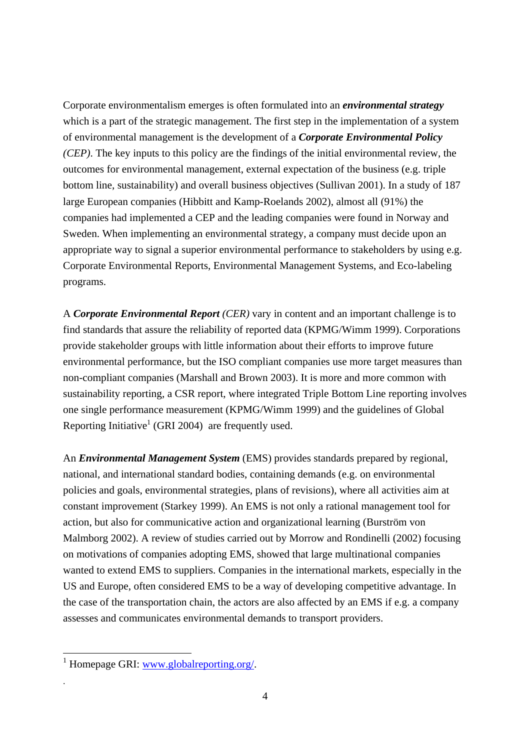Corporate environmentalism emerges is often formulated into an ***environmental strategy*** which is a part of the strategic management. The first step in the implementation of a system of environmental management is the development of a ***Corporate Environmental Policy*** *(CEP)*. The key inputs to this policy are the findings of the initial environmental review, the outcomes for environmental management, external expectation of the business (e.g. triple bottom line, sustainability) and overall business objectives (Sullivan 2001). In a study of 187 large European companies (Hibbitt and Kamp-Roelands 2002), almost all (91%) the companies had implemented a CEP and the leading companies were found in Norway and Sweden. When implementing an environmental strategy, a company must decide upon an appropriate way to signal a superior environmental performance to stakeholders by using e.g. Corporate Environmental Reports, Environmental Management Systems, and Eco-labeling programs.

A ***Corporate Environmental Report*** *(CER)* vary in content and an important challenge is to find standards that assure the reliability of reported data (KPMG/Wimm 1999). Corporations provide stakeholder groups with little information about their efforts to improve future environmental performance, but the ISO compliant companies use more target measures than non-compliant companies (Marshall and Brown 2003). It is more and more common with sustainability reporting, a CSR report, where integrated Triple Bottom Line reporting involves one single performance measurement (KPMG/Wimm 1999) and the guidelines of Global Reporting Initiative[1] (GRI 2004) are frequently used.

An ***Environmental Management System*** (EMS) provides standards prepared by regional, national, and international standard bodies, containing demands (e.g. on environmental policies and goals, environmental strategies, plans of revisions), where all activities aim at constant improvement (Starkey 1999). An EMS is not only a rational management tool for action, but also for communicative action and organizational learning (Burström von Malmborg 2002). A review of studies carried out by Morrow and Rondinelli (2002) focusing on motivations of companies adopting EMS, showed that large multinational companies wanted to extend EMS to suppliers. Companies in the international markets, especially in the US and Europe, often considered EMS to be a way of developing competitive advantage. In the case of the transportation chain, the actors are also affected by an EMS if e.g. a company assesses and communicates environmental demands to transport providers.

---

[1] Homepage GRI: www.globalreporting.org/.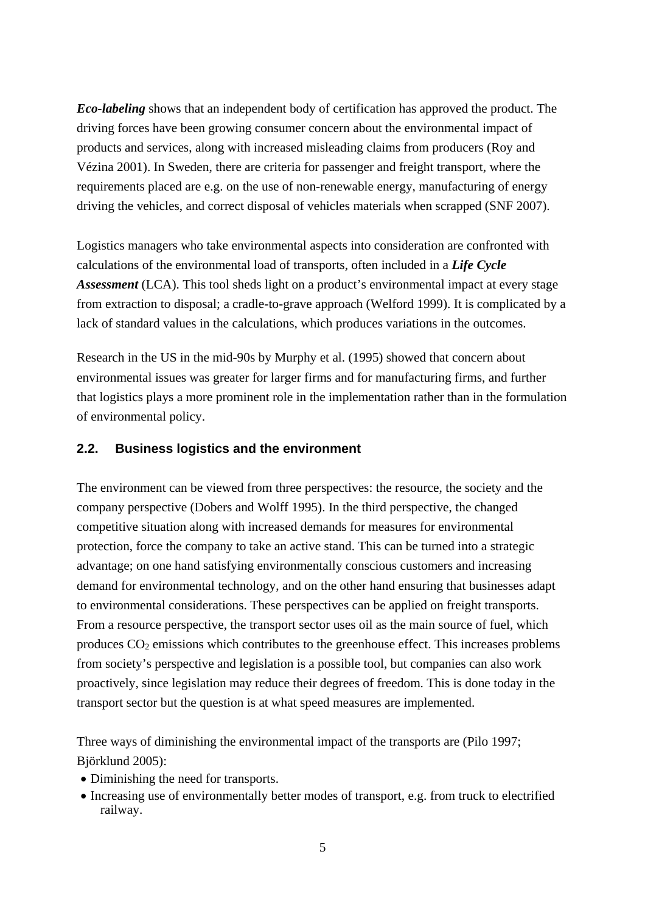***Eco-labeling*** shows that an independent body of certification has approved the product. The driving forces have been growing consumer concern about the environmental impact of products and services, along with increased misleading claims from producers (Roy and Vézina 2001). In Sweden, there are criteria for passenger and freight transport, where the requirements placed are e.g. on the use of non-renewable energy, manufacturing of energy driving the vehicles, and correct disposal of vehicles materials when scrapped (SNF 2007).

Logistics managers who take environmental aspects into consideration are confronted with calculations of the environmental load of transports, often included in a ***Life Cycle Assessment*** (LCA). This tool sheds light on a product's environmental impact at every stage from extraction to disposal; a cradle-to-grave approach (Welford 1999). It is complicated by a lack of standard values in the calculations, which produces variations in the outcomes.

Research in the US in the mid-90s by Murphy et al. (1995) showed that concern about environmental issues was greater for larger firms and for manufacturing firms, and further that logistics plays a more prominent role in the implementation rather than in the formulation of environmental policy.

## 2.2. Business logistics and the environment

The environment can be viewed from three perspectives: the resource, the society and the company perspective (Dobers and Wolff 1995). In the third perspective, the changed competitive situation along with increased demands for measures for environmental protection, force the company to take an active stand. This can be turned into a strategic advantage; on one hand satisfying environmentally conscious customers and increasing demand for environmental technology, and on the other hand ensuring that businesses adapt to environmental considerations. These perspectives can be applied on freight transports. From a resource perspective, the transport sector uses oil as the main source of fuel, which produces $CO_2$ emissions which contributes to the greenhouse effect. This increases problems from society's perspective and legislation is a possible tool, but companies can also work proactively, since legislation may reduce their degrees of freedom. This is done today in the transport sector but the question is at what speed measures are implemented.

Three ways of diminishing the environmental impact of the transports are (Pilo 1997; Björklund 2005):

- Diminishing the need for transports.
- Increasing use of environmentally better modes of transport, e.g. from truck to electrified railway.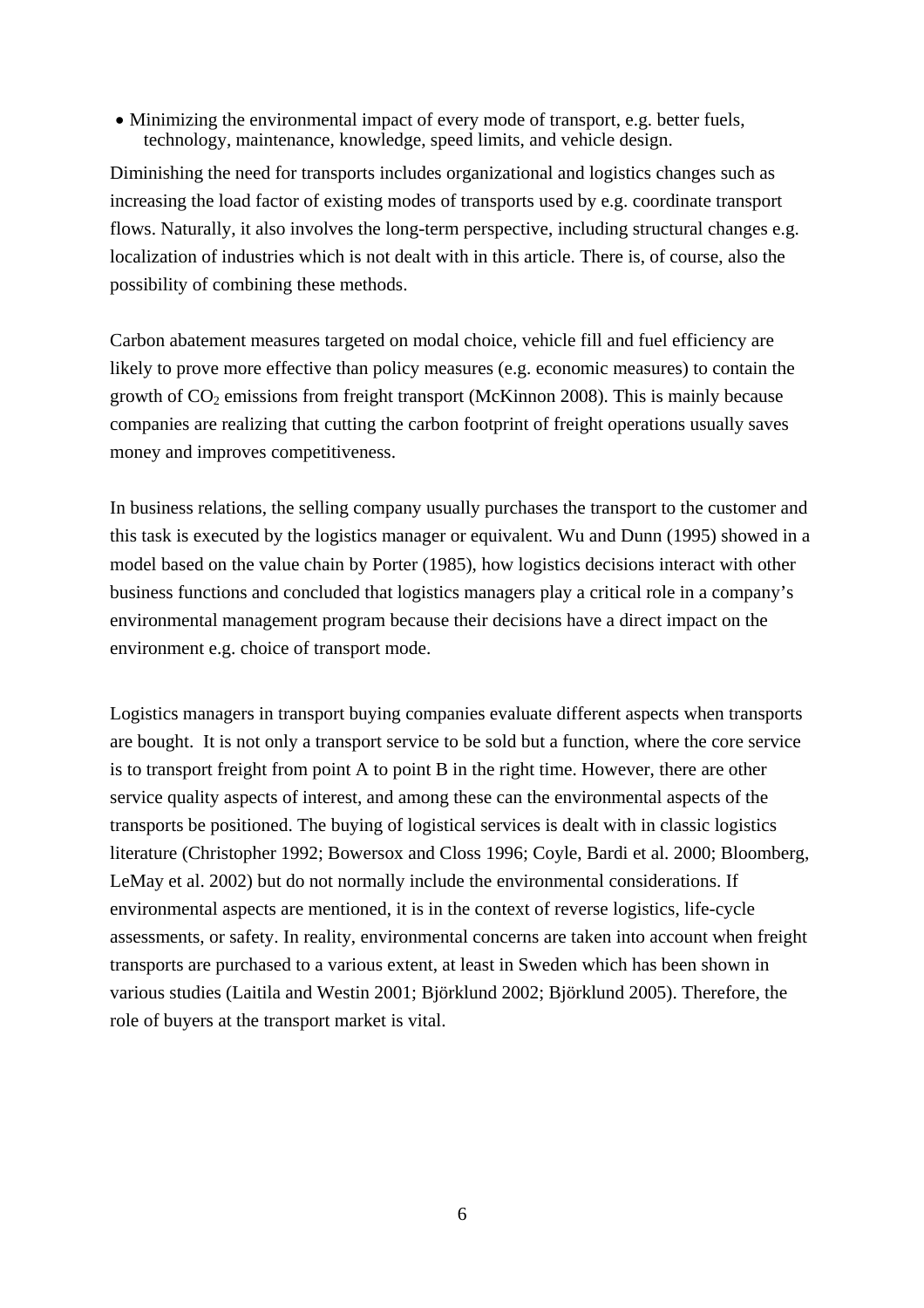- Minimizing the environmental impact of every mode of transport, e.g. better fuels, technology, maintenance, knowledge, speed limits, and vehicle design.

Diminishing the need for transports includes organizational and logistics changes such as increasing the load factor of existing modes of transports used by e.g. coordinate transport flows. Naturally, it also involves the long-term perspective, including structural changes e.g. localization of industries which is not dealt with in this article. There is, of course, also the possibility of combining these methods.

Carbon abatement measures targeted on modal choice, vehicle fill and fuel efficiency are likely to prove more effective than policy measures (e.g. economic measures) to contain the growth of $CO_2$ emissions from freight transport (McKinnon 2008). This is mainly because companies are realizing that cutting the carbon footprint of freight operations usually saves money and improves competitiveness.

In business relations, the selling company usually purchases the transport to the customer and this task is executed by the logistics manager or equivalent. Wu and Dunn (1995) showed in a model based on the value chain by Porter (1985), how logistics decisions interact with other business functions and concluded that logistics managers play a critical role in a company's environmental management program because their decisions have a direct impact on the environment e.g. choice of transport mode.

Logistics managers in transport buying companies evaluate different aspects when transports are bought. It is not only a transport service to be sold but a function, where the core service is to transport freight from point A to point B in the right time. However, there are other service quality aspects of interest, and among these can the environmental aspects of the transports be positioned. The buying of logistical services is dealt with in classic logistics literature (Christopher 1992; Bowersox and Closs 1996; Coyle, Bardi et al. 2000; Bloomberg, LeMay et al. 2002) but do not normally include the environmental considerations. If environmental aspects are mentioned, it is in the context of reverse logistics, life-cycle assessments, or safety. In reality, environmental concerns are taken into account when freight transports are purchased to a various extent, at least in Sweden which has been shown in various studies (Laitila and Westin 2001; Björklund 2002; Björklund 2005). Therefore, the role of buyers at the transport market is vital.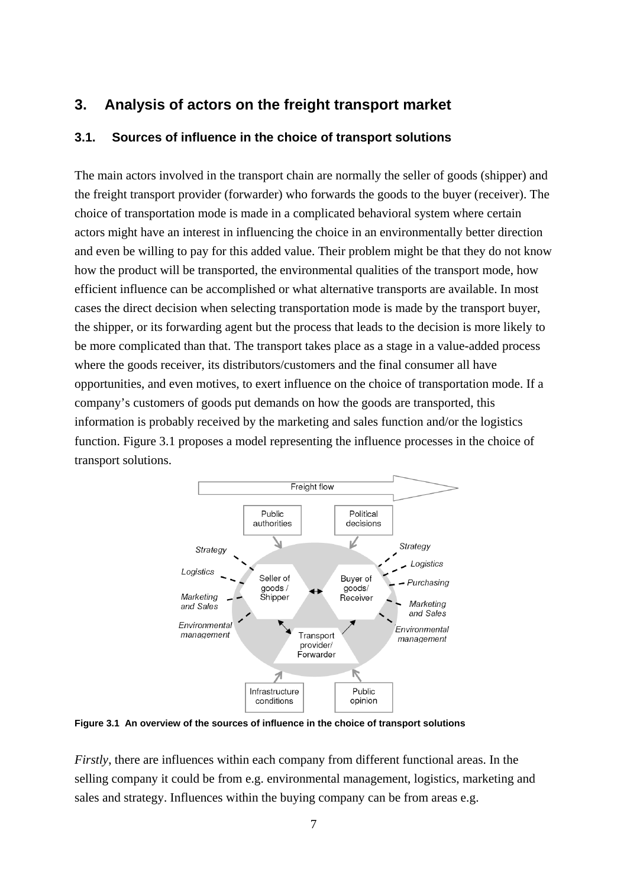# 3. Analysis of actors on the freight transport market

## 3.1. Sources of influence in the choice of transport solutions

The main actors involved in the transport chain are normally the seller of goods (shipper) and the freight transport provider (forwarder) who forwards the goods to the buyer (receiver). The choice of transportation mode is made in a complicated behavioral system where certain actors might have an interest in influencing the choice in an environmentally better direction and even be willing to pay for this added value. Their problem might be that they do not know how the product will be transported, the environmental qualities of the transport mode, how efficient influence can be accomplished or what alternative transports are available. In most cases the direct decision when selecting transportation mode is made by the transport buyer, the shipper, or its forwarding agent but the process that leads to the decision is more likely to be more complicated than that. The transport takes place as a stage in a value-added process where the goods receiver, its distributors/customers and the final consumer all have opportunities, and even motives, to exert influence on the choice of transportation mode. If a company's customers of goods put demands on how the goods are transported, this information is probably received by the marketing and sales function and/or the logistics function. Figure 3.1 proposes a model representing the influence processes in the choice of transport solutions.

**Figure 3.1 An overview of the sources of influence in the choice of transport solutions**

*Firstly*, there are influences within each company from different functional areas. In the selling company it could be from e.g. environmental management, logistics, marketing and sales and strategy. Influences within the buying company can be from areas e.g.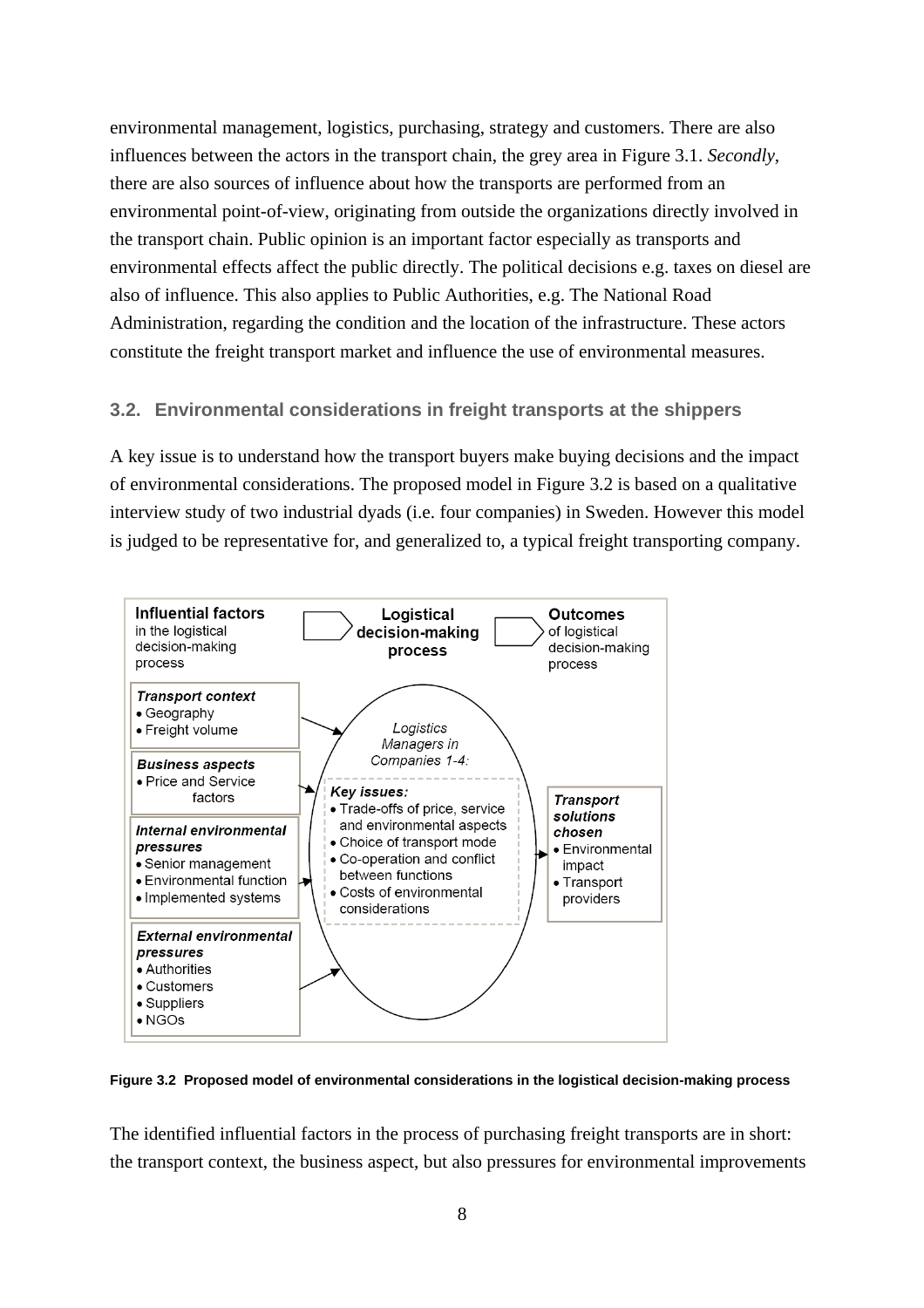environmental management, logistics, purchasing, strategy and customers. There are also influences between the actors in the transport chain, the grey area in Figure 3.1. *Secondly*, there are also sources of influence about how the transports are performed from an environmental point-of-view, originating from outside the organizations directly involved in the transport chain. Public opinion is an important factor especially as transports and environmental effects affect the public directly. The political decisions e.g. taxes on diesel are also of influence. This also applies to Public Authorities, e.g. The National Road Administration, regarding the condition and the location of the infrastructure. These actors constitute the freight transport market and influence the use of environmental measures.

## 3.2. Environmental considerations in freight transports at the shippers

A key issue is to understand how the transport buyers make buying decisions and the impact of environmental considerations. The proposed model in Figure 3.2 is based on a qualitative interview study of two industrial dyads (i.e. four companies) in Sweden. However this model is judged to be representative for, and generalized to, a typical freight transporting company.

**Influential factors** in the logistical decision-making process → **Logistical decision-making process** → **Outcomes** of logistical decision-making process

***Transport context***
- Geography
- Freight volume

***Business aspects***
- Price and Service factors

***Internal environmental pressures***
- Senior management
- Environmental function
- Implemented systems

***External environmental pressures***
- Authorities
- Customers
- Suppliers
- NGOs

*Logistics Managers in Companies 1-4:*

***Key issues:***
- Trade-offs of price, service and environmental aspects
- Choice of transport mode
- Co-operation and conflict between functions
- Costs of environmental considerations

***Transport solutions chosen***
- Environmental impact
- Transport providers

**Figure 3.2 Proposed model of environmental considerations in the logistical decision-making process**

The identified influential factors in the process of purchasing freight transports are in short: the transport context, the business aspect, but also pressures for environmental improvements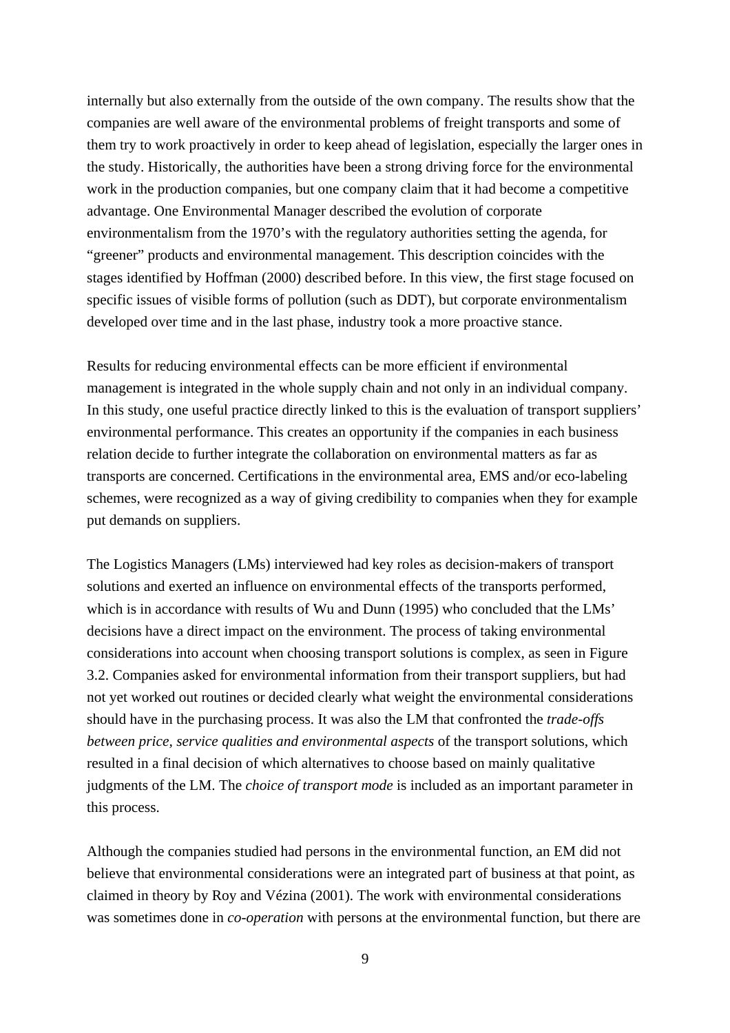internally but also externally from the outside of the own company. The results show that the companies are well aware of the environmental problems of freight transports and some of them try to work proactively in order to keep ahead of legislation, especially the larger ones in the study. Historically, the authorities have been a strong driving force for the environmental work in the production companies, but one company claim that it had become a competitive advantage. One Environmental Manager described the evolution of corporate environmentalism from the 1970's with the regulatory authorities setting the agenda, for "greener" products and environmental management. This description coincides with the stages identified by Hoffman (2000) described before. In this view, the first stage focused on specific issues of visible forms of pollution (such as DDT), but corporate environmentalism developed over time and in the last phase, industry took a more proactive stance.

Results for reducing environmental effects can be more efficient if environmental management is integrated in the whole supply chain and not only in an individual company. In this study, one useful practice directly linked to this is the evaluation of transport suppliers' environmental performance. This creates an opportunity if the companies in each business relation decide to further integrate the collaboration on environmental matters as far as transports are concerned. Certifications in the environmental area, EMS and/or eco-labeling schemes, were recognized as a way of giving credibility to companies when they for example put demands on suppliers.

The Logistics Managers (LMs) interviewed had key roles as decision-makers of transport solutions and exerted an influence on environmental effects of the transports performed, which is in accordance with results of Wu and Dunn (1995) who concluded that the LMs' decisions have a direct impact on the environment. The process of taking environmental considerations into account when choosing transport solutions is complex, as seen in Figure 3.2. Companies asked for environmental information from their transport suppliers, but had not yet worked out routines or decided clearly what weight the environmental considerations should have in the purchasing process. It was also the LM that confronted the *trade-offs between price, service qualities and environmental aspects* of the transport solutions, which resulted in a final decision of which alternatives to choose based on mainly qualitative judgments of the LM. The *choice of transport mode* is included as an important parameter in this process.

Although the companies studied had persons in the environmental function, an EM did not believe that environmental considerations were an integrated part of business at that point, as claimed in theory by Roy and Vézina (2001). The work with environmental considerations was sometimes done in *co-operation* with persons at the environmental function, but there are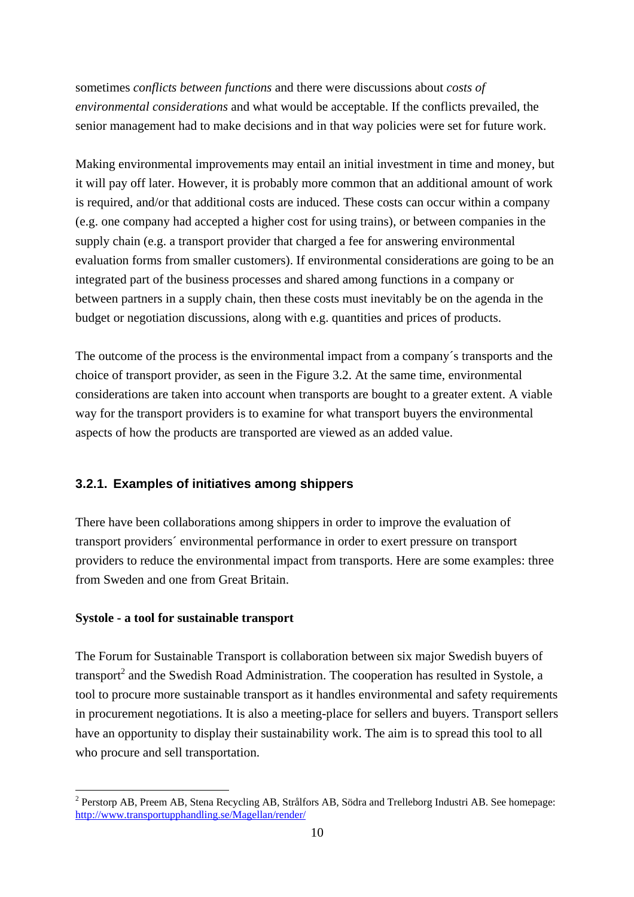sometimes *conflicts between functions* and there were discussions about *costs of environmental considerations* and what would be acceptable. If the conflicts prevailed, the senior management had to make decisions and in that way policies were set for future work.

Making environmental improvements may entail an initial investment in time and money, but it will pay off later. However, it is probably more common that an additional amount of work is required, and/or that additional costs are induced. These costs can occur within a company (e.g. one company had accepted a higher cost for using trains), or between companies in the supply chain (e.g. a transport provider that charged a fee for answering environmental evaluation forms from smaller customers). If environmental considerations are going to be an integrated part of the business processes and shared among functions in a company or between partners in a supply chain, then these costs must inevitably be on the agenda in the budget or negotiation discussions, along with e.g. quantities and prices of products.

The outcome of the process is the environmental impact from a company´s transports and the choice of transport provider, as seen in the Figure 3.2. At the same time, environmental considerations are taken into account when transports are bought to a greater extent. A viable way for the transport providers is to examine for what transport buyers the environmental aspects of how the products are transported are viewed as an added value.

### 3.2.1. Examples of initiatives among shippers

There have been collaborations among shippers in order to improve the evaluation of transport providers´ environmental performance in order to exert pressure on transport providers to reduce the environmental impact from transports. Here are some examples: three from Sweden and one from Great Britain.

**Systole - a tool for sustainable transport**

The Forum for Sustainable Transport is collaboration between six major Swedish buyers of transport[2] and the Swedish Road Administration. The cooperation has resulted in Systole, a tool to procure more sustainable transport as it handles environmental and safety requirements in procurement negotiations. It is also a meeting-place for sellers and buyers. Transport sellers have an opportunity to display their sustainability work. The aim is to spread this tool to all who procure and sell transportation.

[2] Perstorp AB, Preem AB, Stena Recycling AB, Strålfors AB, Södra and Trelleborg Industri AB. See homepage: http://www.transportupphandling.se/Magellan/render/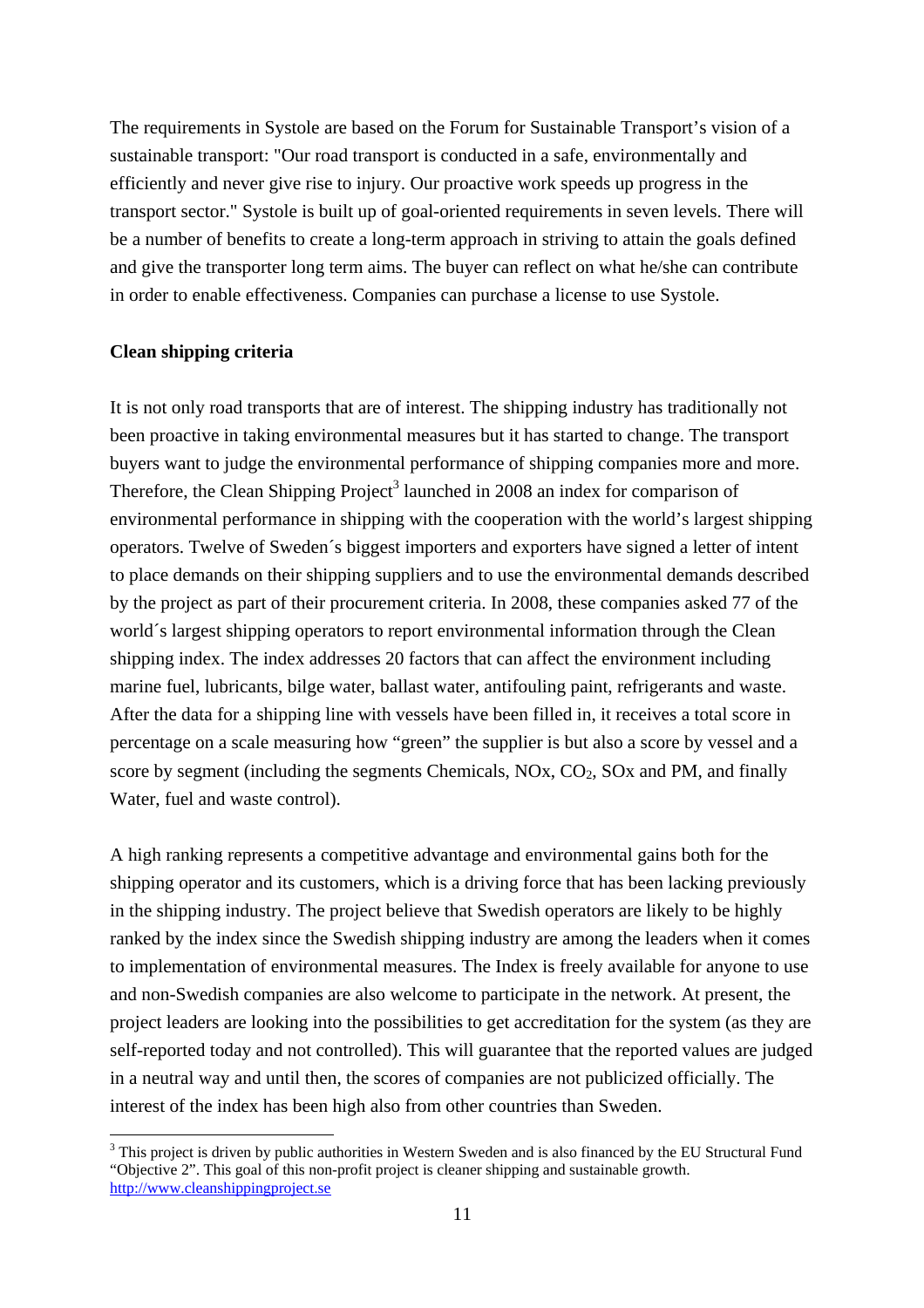The requirements in Systole are based on the Forum for Sustainable Transport's vision of a sustainable transport: "Our road transport is conducted in a safe, environmentally and efficiently and never give rise to injury. Our proactive work speeds up progress in the transport sector." Systole is built up of goal-oriented requirements in seven levels. There will be a number of benefits to create a long-term approach in striving to attain the goals defined and give the transporter long term aims. The buyer can reflect on what he/she can contribute in order to enable effectiveness. Companies can purchase a license to use Systole.

**Clean shipping criteria**

It is not only road transports that are of interest. The shipping industry has traditionally not been proactive in taking environmental measures but it has started to change. The transport buyers want to judge the environmental performance of shipping companies more and more. Therefore, the Clean Shipping Project[3] launched in 2008 an index for comparison of environmental performance in shipping with the cooperation with the world's largest shipping operators. Twelve of Sweden´s biggest importers and exporters have signed a letter of intent to place demands on their shipping suppliers and to use the environmental demands described by the project as part of their procurement criteria. In 2008, these companies asked 77 of the world´s largest shipping operators to report environmental information through the Clean shipping index. The index addresses 20 factors that can affect the environment including marine fuel, lubricants, bilge water, ballast water, antifouling paint, refrigerants and waste. After the data for a shipping line with vessels have been filled in, it receives a total score in percentage on a scale measuring how "green" the supplier is but also a score by vessel and a score by segment (including the segments Chemicals, NOx, $CO_2$, SOx and PM, and finally Water, fuel and waste control).

A high ranking represents a competitive advantage and environmental gains both for the shipping operator and its customers, which is a driving force that has been lacking previously in the shipping industry. The project believe that Swedish operators are likely to be highly ranked by the index since the Swedish shipping industry are among the leaders when it comes to implementation of environmental measures. The Index is freely available for anyone to use and non-Swedish companies are also welcome to participate in the network. At present, the project leaders are looking into the possibilities to get accreditation for the system (as they are self-reported today and not controlled). This will guarantee that the reported values are judged in a neutral way and until then, the scores of companies are not publicized officially. The interest of the index has been high also from other countries than Sweden.

[3] This project is driven by public authorities in Western Sweden and is also financed by the EU Structural Fund "Objective 2". This goal of this non-profit project is cleaner shipping and sustainable growth. http://www.cleanshippingproject.se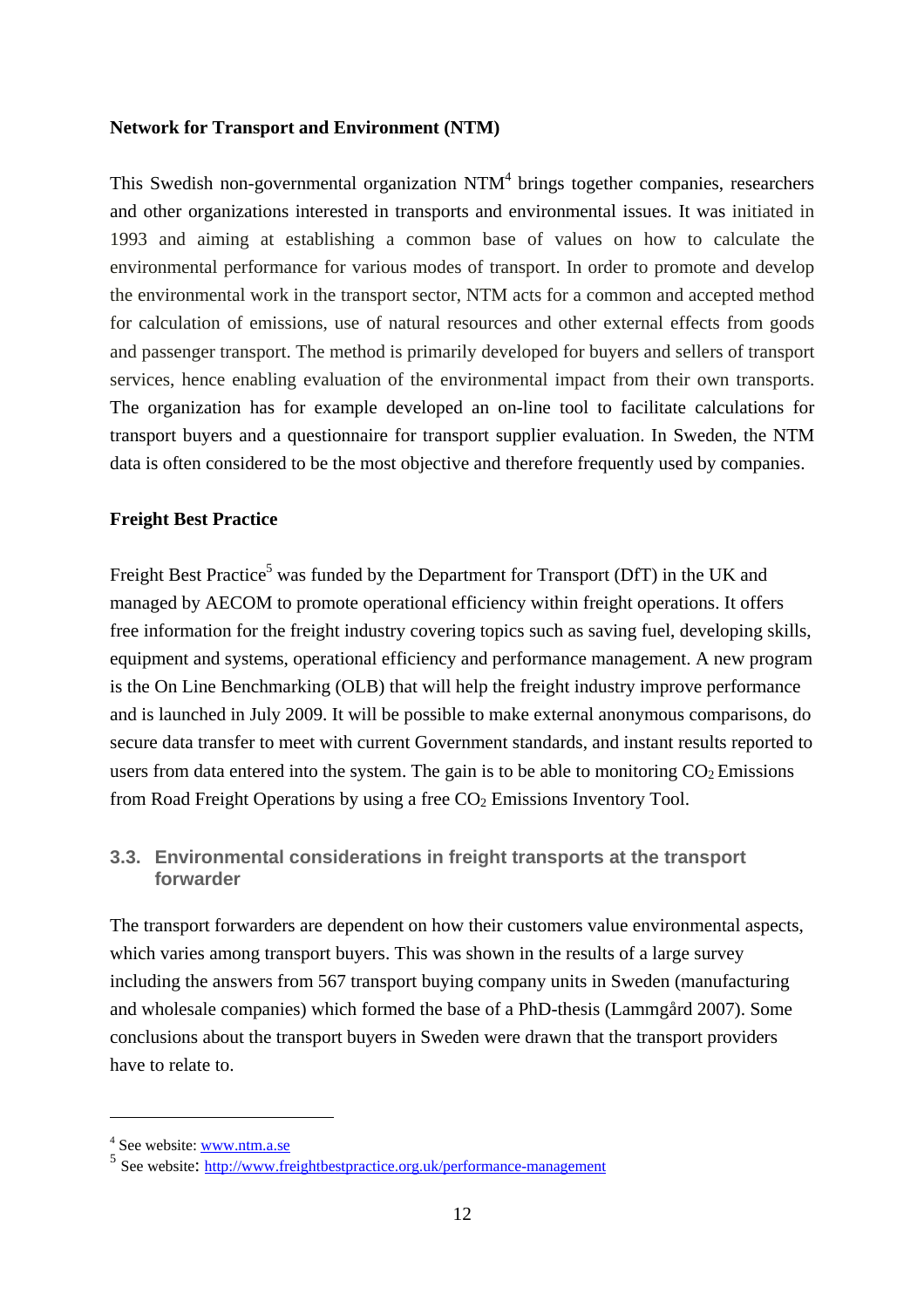**Network for Transport and Environment (NTM)**

This Swedish non-governmental organization NTM[4] brings together companies, researchers and other organizations interested in transports and environmental issues. It was initiated in 1993 and aiming at establishing a common base of values on how to calculate the environmental performance for various modes of transport. In order to promote and develop the environmental work in the transport sector, NTM acts for a common and accepted method for calculation of emissions, use of natural resources and other external effects from goods and passenger transport. The method is primarily developed for buyers and sellers of transport services, hence enabling evaluation of the environmental impact from their own transports. The organization has for example developed an on-line tool to facilitate calculations for transport buyers and a questionnaire for transport supplier evaluation. In Sweden, the NTM data is often considered to be the most objective and therefore frequently used by companies.

**Freight Best Practice**

Freight Best Practice[5] was funded by the Department for Transport (DfT) in the UK and managed by AECOM to promote operational efficiency within freight operations. It offers free information for the freight industry covering topics such as saving fuel, developing skills, equipment and systems, operational efficiency and performance management. A new program is the On Line Benchmarking (OLB) that will help the freight industry improve performance and is launched in July 2009. It will be possible to make external anonymous comparisons, do secure data transfer to meet with current Government standards, and instant results reported to users from data entered into the system. The gain is to be able to monitoring $CO_2$ Emissions from Road Freight Operations by using a free $CO_2$ Emissions Inventory Tool.

## 3.3. Environmental considerations in freight transports at the transport forwarder

The transport forwarders are dependent on how their customers value environmental aspects, which varies among transport buyers. This was shown in the results of a large survey including the answers from 567 transport buying company units in Sweden (manufacturing and wholesale companies) which formed the base of a PhD-thesis (Lammgård 2007). Some conclusions about the transport buyers in Sweden were drawn that the transport providers have to relate to.

---

[4] See website: www.ntm.a.se

[5] See website: http://www.freightbestpractice.org.uk/performance-management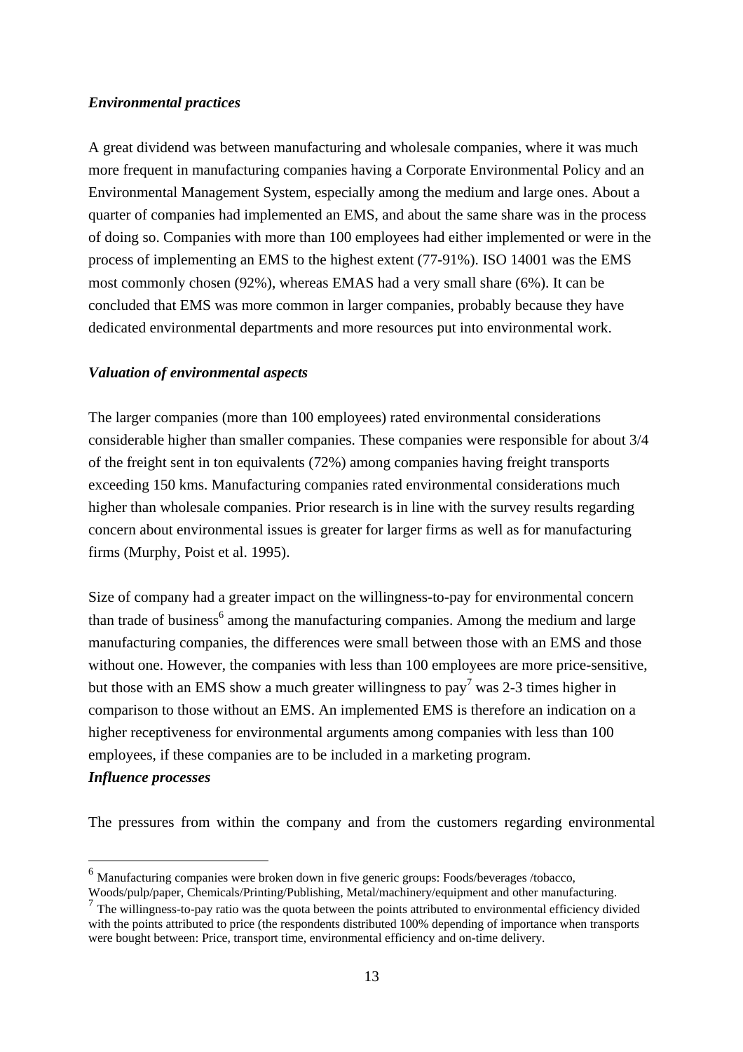### *Environmental practices*

A great dividend was between manufacturing and wholesale companies, where it was much more frequent in manufacturing companies having a Corporate Environmental Policy and an Environmental Management System, especially among the medium and large ones. About a quarter of companies had implemented an EMS, and about the same share was in the process of doing so. Companies with more than 100 employees had either implemented or were in the process of implementing an EMS to the highest extent (77-91%). ISO 14001 was the EMS most commonly chosen (92%), whereas EMAS had a very small share (6%). It can be concluded that EMS was more common in larger companies, probably because they have dedicated environmental departments and more resources put into environmental work.

### *Valuation of environmental aspects*

The larger companies (more than 100 employees) rated environmental considerations considerable higher than smaller companies. These companies were responsible for about 3/4 of the freight sent in ton equivalents (72%) among companies having freight transports exceeding 150 kms. Manufacturing companies rated environmental considerations much higher than wholesale companies. Prior research is in line with the survey results regarding concern about environmental issues is greater for larger firms as well as for manufacturing firms (Murphy, Poist et al. 1995).

Size of company had a greater impact on the willingness-to-pay for environmental concern than trade of business[6] among the manufacturing companies. Among the medium and large manufacturing companies, the differences were small between those with an EMS and those without one. However, the companies with less than 100 employees are more price-sensitive, but those with an EMS show a much greater willingness to pay[7] was 2-3 times higher in comparison to those without an EMS. An implemented EMS is therefore an indication on a higher receptiveness for environmental arguments among companies with less than 100 employees, if these companies are to be included in a marketing program.

### *Influence processes*

The pressures from within the company and from the customers regarding environmental

---

[6] Manufacturing companies were broken down in five generic groups: Foods/beverages /tobacco, Woods/pulp/paper, Chemicals/Printing/Publishing, Metal/machinery/equipment and other manufacturing.

[7] The willingness-to-pay ratio was the quota between the points attributed to environmental efficiency divided with the points attributed to price (the respondents distributed 100% depending of importance when transports were bought between: Price, transport time, environmental efficiency and on-time delivery.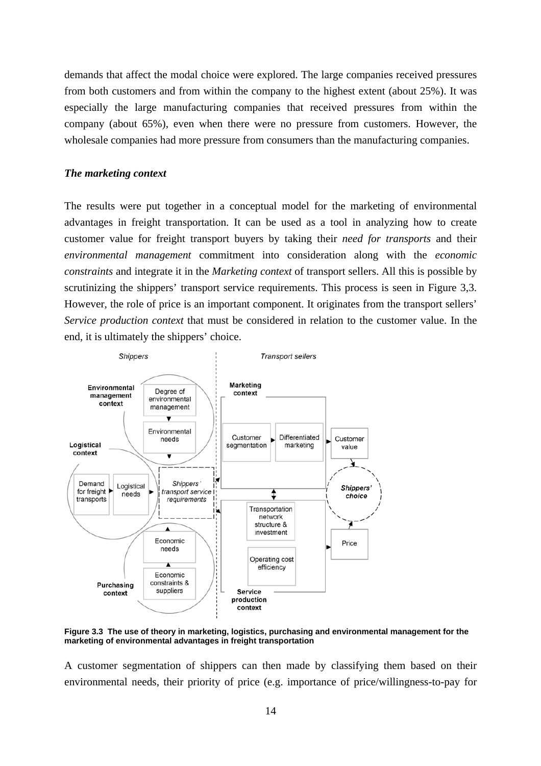demands that affect the modal choice were explored. The large companies received pressures from both customers and from within the company to the highest extent (about 25%). It was especially the large manufacturing companies that received pressures from within the company (about 65%), even when there were no pressure from customers. However, the wholesale companies had more pressure from consumers than the manufacturing companies.

***The marketing context***

The results were put together in a conceptual model for the marketing of environmental advantages in freight transportation. It can be used as a tool in analyzing how to create customer value for freight transport buyers by taking their *need for transports* and their *environmental management* commitment into consideration along with the *economic constraints* and integrate it in the *Marketing context* of transport sellers. All this is possible by scrutinizing the shippers' transport service requirements. This process is seen in Figure 3,3. However, the role of price is an important component. It originates from the transport sellers' *Service production context* that must be considered in relation to the customer value. In the end, it is ultimately the shippers' choice.

**Figure 3.3 The use of theory in marketing, logistics, purchasing and environmental management for the marketing of environmental advantages in freight transportation**

A customer segmentation of shippers can then made by classifying them based on their environmental needs, their priority of price (e.g. importance of price/willingness-to-pay for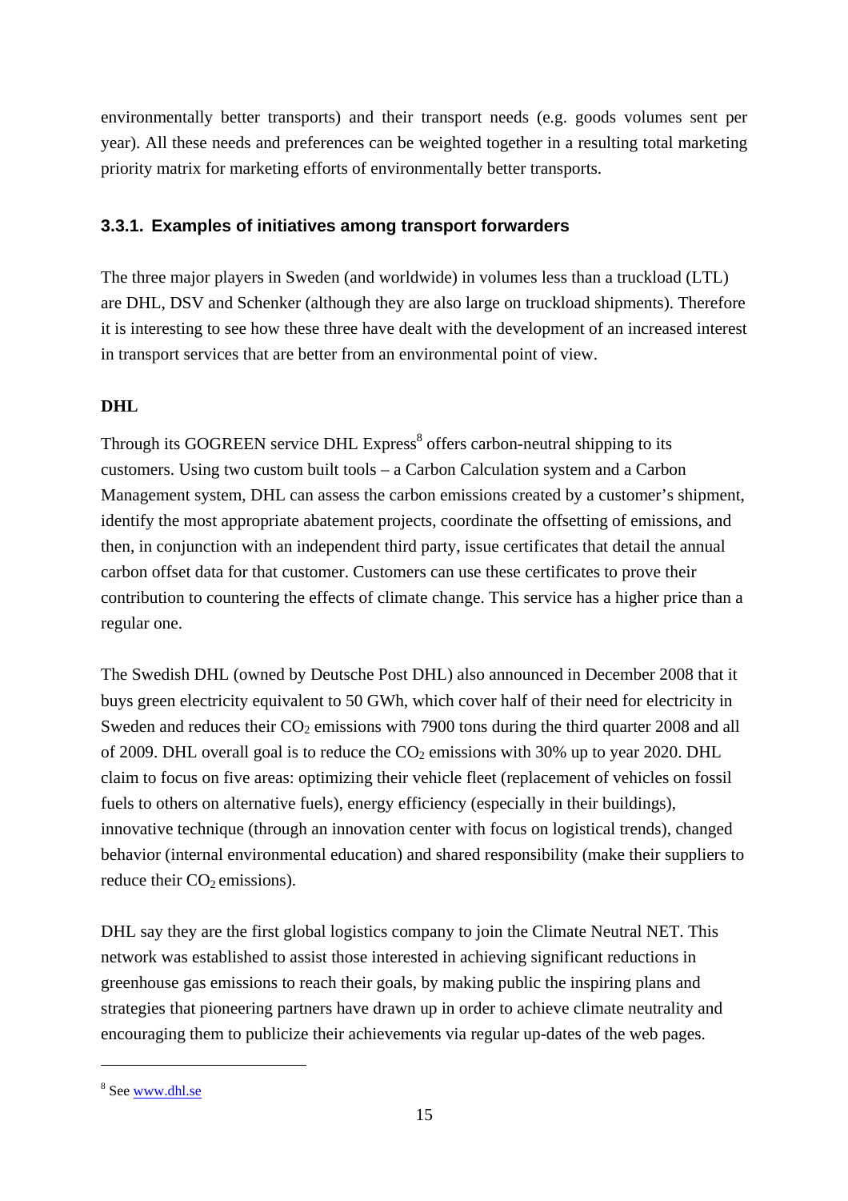environmentally better transports) and their transport needs (e.g. goods volumes sent per year). All these needs and preferences can be weighted together in a resulting total marketing priority matrix for marketing efforts of environmentally better transports.

### 3.3.1. Examples of initiatives among transport forwarders

The three major players in Sweden (and worldwide) in volumes less than a truckload (LTL) are DHL, DSV and Schenker (although they are also large on truckload shipments). Therefore it is interesting to see how these three have dealt with the development of an increased interest in transport services that are better from an environmental point of view.

**DHL**

Through its GOGREEN service DHL Express[8] offers carbon-neutral shipping to its customers. Using two custom built tools – a Carbon Calculation system and a Carbon Management system, DHL can assess the carbon emissions created by a customer's shipment, identify the most appropriate abatement projects, coordinate the offsetting of emissions, and then, in conjunction with an independent third party, issue certificates that detail the annual carbon offset data for that customer. Customers can use these certificates to prove their contribution to countering the effects of climate change. This service has a higher price than a regular one.

The Swedish DHL (owned by Deutsche Post DHL) also announced in December 2008 that it buys green electricity equivalent to 50 GWh, which cover half of their need for electricity in Sweden and reduces their $CO_2$ emissions with 7900 tons during the third quarter 2008 and all of 2009. DHL overall goal is to reduce the $CO_2$ emissions with 30% up to year 2020. DHL claim to focus on five areas: optimizing their vehicle fleet (replacement of vehicles on fossil fuels to others on alternative fuels), energy efficiency (especially in their buildings), innovative technique (through an innovation center with focus on logistical trends), changed behavior (internal environmental education) and shared responsibility (make their suppliers to reduce their $CO_2$ emissions).

DHL say they are the first global logistics company to join the Climate Neutral NET. This network was established to assist those interested in achieving significant reductions in greenhouse gas emissions to reach their goals, by making public the inspiring plans and strategies that pioneering partners have drawn up in order to achieve climate neutrality and encouraging them to publicize their achievements via regular up-dates of the web pages.

---

[8] See www.dhl.se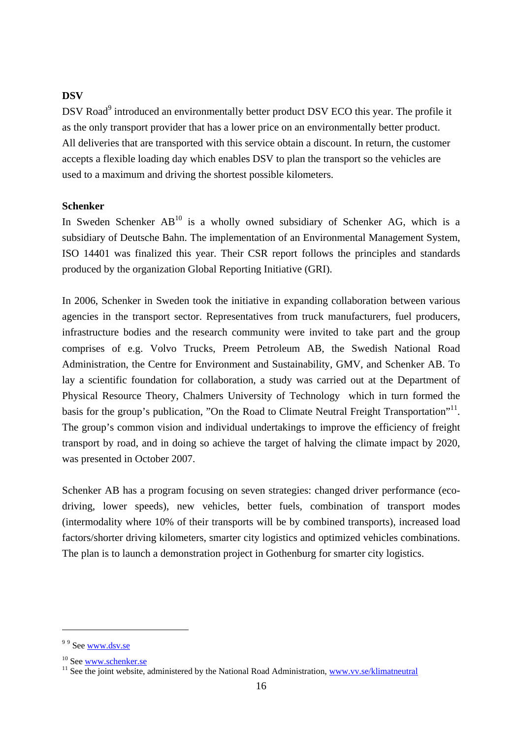**DSV**

DSV Road[9] introduced an environmentally better product DSV ECO this year. The profile it as the only transport provider that has a lower price on an environmentally better product. All deliveries that are transported with this service obtain a discount. In return, the customer accepts a flexible loading day which enables DSV to plan the transport so the vehicles are used to a maximum and driving the shortest possible kilometers.

**Schenker**

In Sweden Schenker AB[10] is a wholly owned subsidiary of Schenker AG, which is a subsidiary of Deutsche Bahn. The implementation of an Environmental Management System, ISO 14401 was finalized this year. Their CSR report follows the principles and standards produced by the organization Global Reporting Initiative (GRI).

In 2006, Schenker in Sweden took the initiative in expanding collaboration between various agencies in the transport sector. Representatives from truck manufacturers, fuel producers, infrastructure bodies and the research community were invited to take part and the group comprises of e.g. Volvo Trucks, Preem Petroleum AB, the Swedish National Road Administration, the Centre for Environment and Sustainability, GMV, and Schenker AB. To lay a scientific foundation for collaboration, a study was carried out at the Department of Physical Resource Theory, Chalmers University of Technology which in turn formed the basis for the group's publication, "On the Road to Climate Neutral Freight Transportation"[11]. The group's common vision and individual undertakings to improve the efficiency of freight transport by road, and in doing so achieve the target of halving the climate impact by 2020, was presented in October 2007.

Schenker AB has a program focusing on seven strategies: changed driver performance (eco-driving, lower speeds), new vehicles, better fuels, combination of transport modes (intermodality where 10% of their transports will be by combined transports), increased load factors/shorter driving kilometers, smarter city logistics and optimized vehicles combinations. The plan is to launch a demonstration project in Gothenburg for smarter city logistics.

---

[9] [9] See www.dsv.se

[10] See www.schenker.se

[11] See the joint website, administered by the National Road Administration, www.vv.se/klimatneutral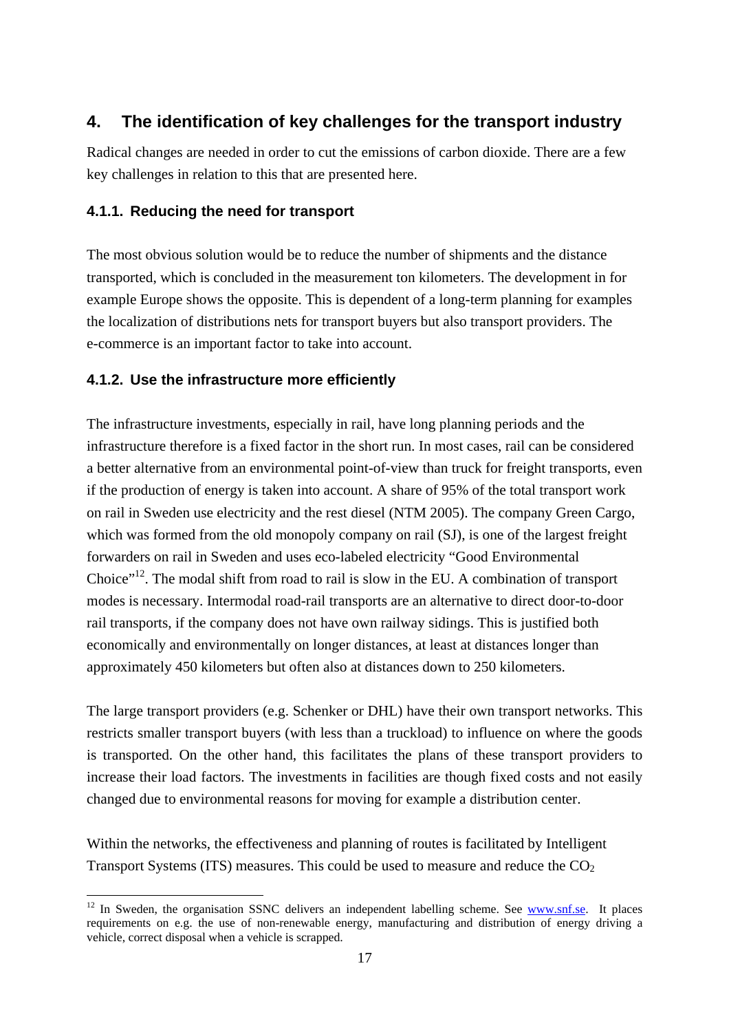## 4. The identification of key challenges for the transport industry

Radical changes are needed in order to cut the emissions of carbon dioxide. There are a few key challenges in relation to this that are presented here.

### 4.1.1. Reducing the need for transport

The most obvious solution would be to reduce the number of shipments and the distance transported, which is concluded in the measurement ton kilometers. The development in for example Europe shows the opposite. This is dependent of a long-term planning for examples the localization of distributions nets for transport buyers but also transport providers. The e-commerce is an important factor to take into account.

### 4.1.2. Use the infrastructure more efficiently

The infrastructure investments, especially in rail, have long planning periods and the infrastructure therefore is a fixed factor in the short run. In most cases, rail can be considered a better alternative from an environmental point-of-view than truck for freight transports, even if the production of energy is taken into account. A share of 95% of the total transport work on rail in Sweden use electricity and the rest diesel (NTM 2005). The company Green Cargo, which was formed from the old monopoly company on rail (SJ), is one of the largest freight forwarders on rail in Sweden and uses eco-labeled electricity "Good Environmental Choice"[12]. The modal shift from road to rail is slow in the EU. A combination of transport modes is necessary. Intermodal road-rail transports are an alternative to direct door-to-door rail transports, if the company does not have own railway sidings. This is justified both economically and environmentally on longer distances, at least at distances longer than approximately 450 kilometers but often also at distances down to 250 kilometers.

The large transport providers (e.g. Schenker or DHL) have their own transport networks. This restricts smaller transport buyers (with less than a truckload) to influence on where the goods is transported. On the other hand, this facilitates the plans of these transport providers to increase their load factors. The investments in facilities are though fixed costs and not easily changed due to environmental reasons for moving for example a distribution center.

Within the networks, the effectiveness and planning of routes is facilitated by Intelligent Transport Systems (ITS) measures. This could be used to measure and reduce the $CO_2$

[12] In Sweden, the organisation SSNC delivers an independent labelling scheme. See www.snf.se. It places requirements on e.g. the use of non-renewable energy, manufacturing and distribution of energy driving a vehicle, correct disposal when a vehicle is scrapped.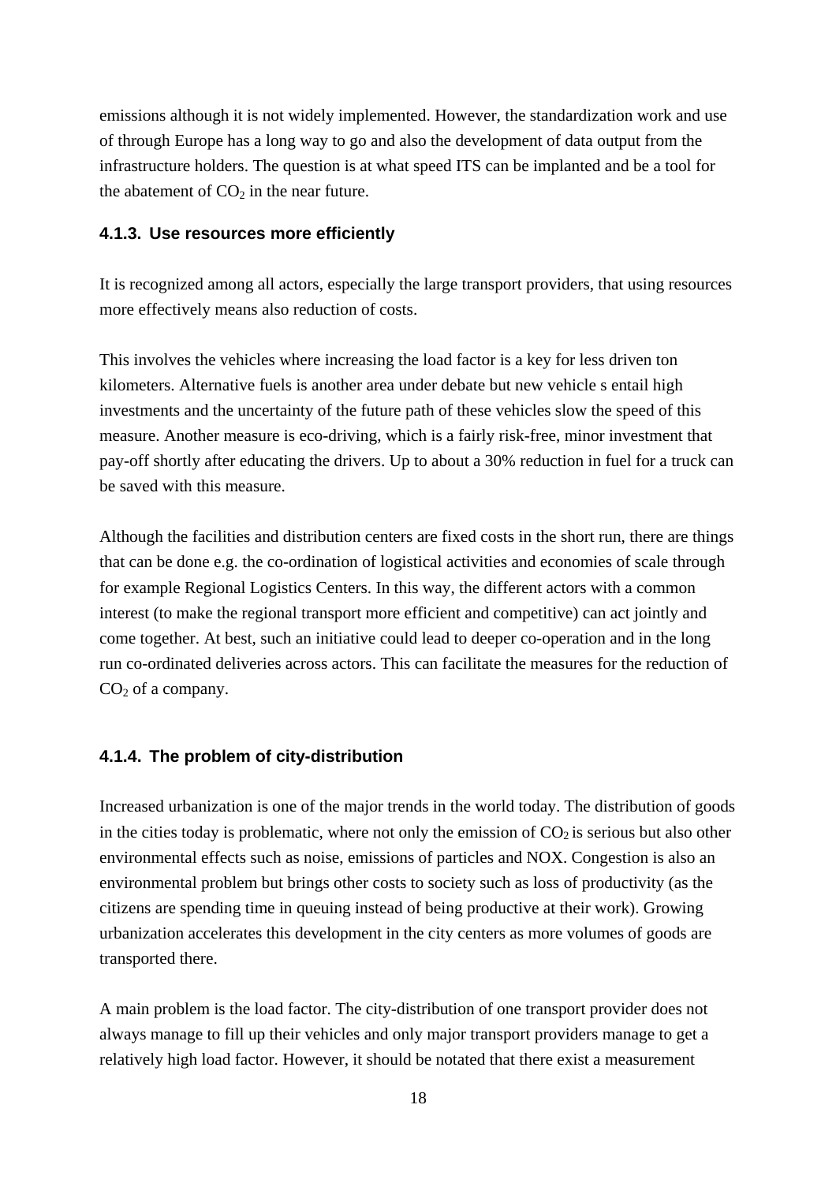emissions although it is not widely implemented. However, the standardization work and use of through Europe has a long way to go and also the development of data output from the infrastructure holders. The question is at what speed ITS can be implanted and be a tool for the abatement of $CO_2$ in the near future.

### 4.1.3. Use resources more efficiently

It is recognized among all actors, especially the large transport providers, that using resources more effectively means also reduction of costs.

This involves the vehicles where increasing the load factor is a key for less driven ton kilometers. Alternative fuels is another area under debate but new vehicle s entail high investments and the uncertainty of the future path of these vehicles slow the speed of this measure. Another measure is eco-driving, which is a fairly risk-free, minor investment that pay-off shortly after educating the drivers. Up to about a 30% reduction in fuel for a truck can be saved with this measure.

Although the facilities and distribution centers are fixed costs in the short run, there are things that can be done e.g. the co-ordination of logistical activities and economies of scale through for example Regional Logistics Centers. In this way, the different actors with a common interest (to make the regional transport more efficient and competitive) can act jointly and come together. At best, such an initiative could lead to deeper co-operation and in the long run co-ordinated deliveries across actors. This can facilitate the measures for the reduction of $CO_2$ of a company.

### 4.1.4. The problem of city-distribution

Increased urbanization is one of the major trends in the world today. The distribution of goods in the cities today is problematic, where not only the emission of $CO_2$ is serious but also other environmental effects such as noise, emissions of particles and NOX. Congestion is also an environmental problem but brings other costs to society such as loss of productivity (as the citizens are spending time in queuing instead of being productive at their work). Growing urbanization accelerates this development in the city centers as more volumes of goods are transported there.

A main problem is the load factor. The city-distribution of one transport provider does not always manage to fill up their vehicles and only major transport providers manage to get a relatively high load factor. However, it should be notated that there exist a measurement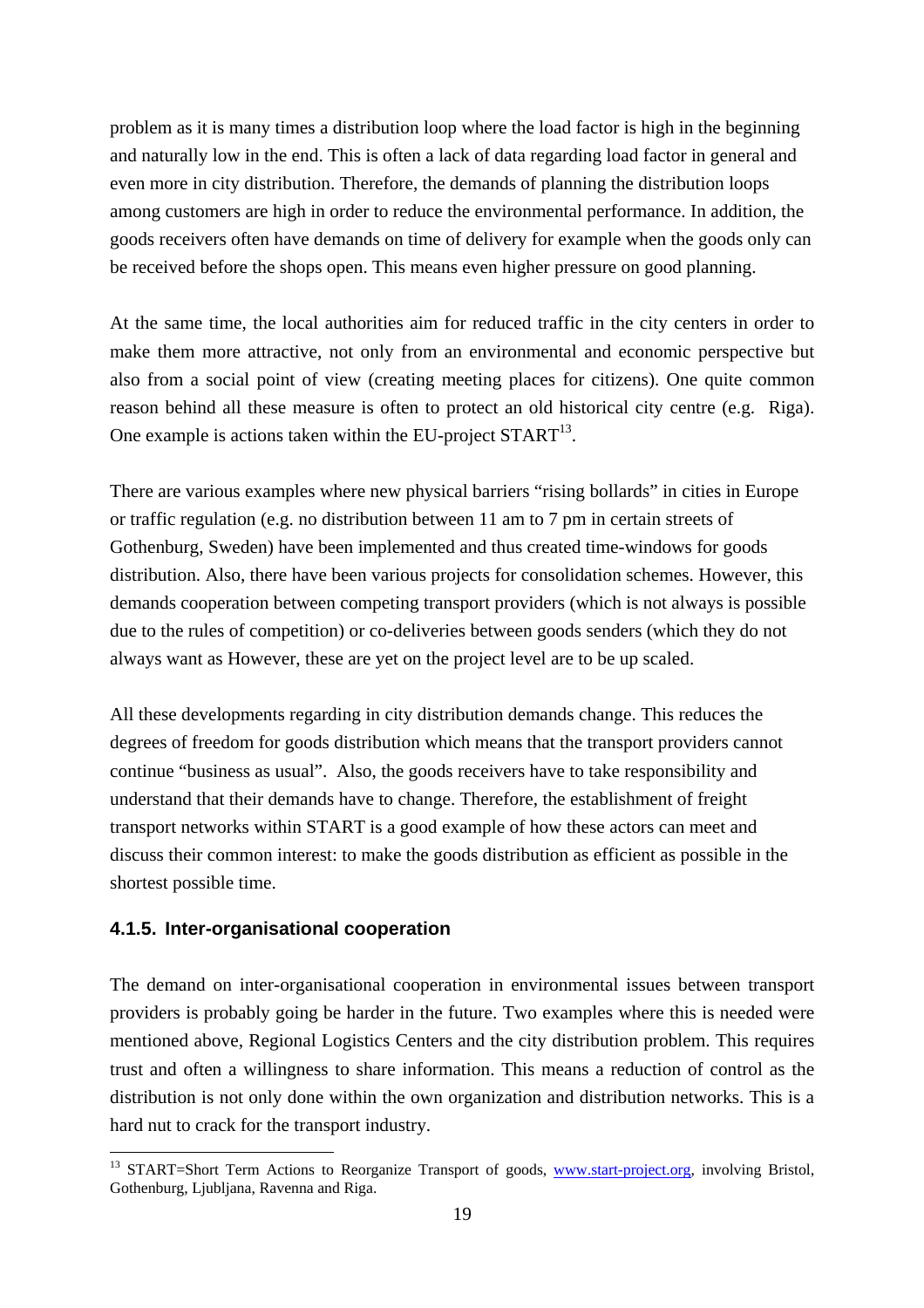problem as it is many times a distribution loop where the load factor is high in the beginning and naturally low in the end. This is often a lack of data regarding load factor in general and even more in city distribution. Therefore, the demands of planning the distribution loops among customers are high in order to reduce the environmental performance. In addition, the goods receivers often have demands on time of delivery for example when the goods only can be received before the shops open. This means even higher pressure on good planning.

At the same time, the local authorities aim for reduced traffic in the city centers in order to make them more attractive, not only from an environmental and economic perspective but also from a social point of view (creating meeting places for citizens). One quite common reason behind all these measure is often to protect an old historical city centre (e.g. Riga). One example is actions taken within the EU-project START[13].

There are various examples where new physical barriers “rising bollards” in cities in Europe or traffic regulation (e.g. no distribution between 11 am to 7 pm in certain streets of Gothenburg, Sweden) have been implemented and thus created time-windows for goods distribution. Also, there have been various projects for consolidation schemes. However, this demands cooperation between competing transport providers (which is not always is possible due to the rules of competition) or co-deliveries between goods senders (which they do not always want as However, these are yet on the project level are to be up scaled.

All these developments regarding in city distribution demands change. This reduces the degrees of freedom for goods distribution which means that the transport providers cannot continue “business as usual”. Also, the goods receivers have to take responsibility and understand that their demands have to change. Therefore, the establishment of freight transport networks within START is a good example of how these actors can meet and discuss their common interest: to make the goods distribution as efficient as possible in the shortest possible time.

#### 4.1.5. Inter-organisational cooperation

The demand on inter-organisational cooperation in environmental issues between transport providers is probably going be harder in the future. Two examples where this is needed were mentioned above, Regional Logistics Centers and the city distribution problem. This requires trust and often a willingness to share information. This means a reduction of control as the distribution is not only done within the own organization and distribution networks. This is a hard nut to crack for the transport industry.

[13] START=Short Term Actions to Reorganize Transport of goods, www.start-project.org, involving Bristol, Gothenburg, Ljubljana, Ravenna and Riga.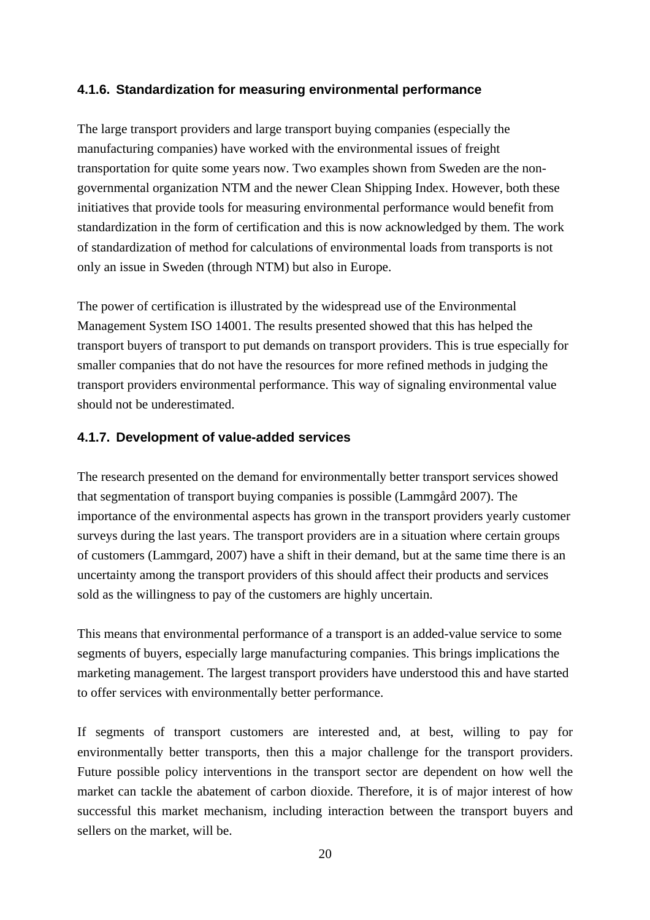### 4.1.6. Standardization for measuring environmental performance

The large transport providers and large transport buying companies (especially the manufacturing companies) have worked with the environmental issues of freight transportation for quite some years now. Two examples shown from Sweden are the non-governmental organization NTM and the newer Clean Shipping Index. However, both these initiatives that provide tools for measuring environmental performance would benefit from standardization in the form of certification and this is now acknowledged by them. The work of standardization of method for calculations of environmental loads from transports is not only an issue in Sweden (through NTM) but also in Europe.

The power of certification is illustrated by the widespread use of the Environmental Management System ISO 14001. The results presented showed that this has helped the transport buyers of transport to put demands on transport providers. This is true especially for smaller companies that do not have the resources for more refined methods in judging the transport providers environmental performance. This way of signaling environmental value should not be underestimated.

### 4.1.7. Development of value-added services

The research presented on the demand for environmentally better transport services showed that segmentation of transport buying companies is possible (Lammgård 2007). The importance of the environmental aspects has grown in the transport providers yearly customer surveys during the last years. The transport providers are in a situation where certain groups of customers (Lammgard, 2007) have a shift in their demand, but at the same time there is an uncertainty among the transport providers of this should affect their products and services sold as the willingness to pay of the customers are highly uncertain.

This means that environmental performance of a transport is an added-value service to some segments of buyers, especially large manufacturing companies. This brings implications the marketing management. The largest transport providers have understood this and have started to offer services with environmentally better performance.

If segments of transport customers are interested and, at best, willing to pay for environmentally better transports, then this a major challenge for the transport providers. Future possible policy interventions in the transport sector are dependent on how well the market can tackle the abatement of carbon dioxide. Therefore, it is of major interest of how successful this market mechanism, including interaction between the transport buyers and sellers on the market, will be.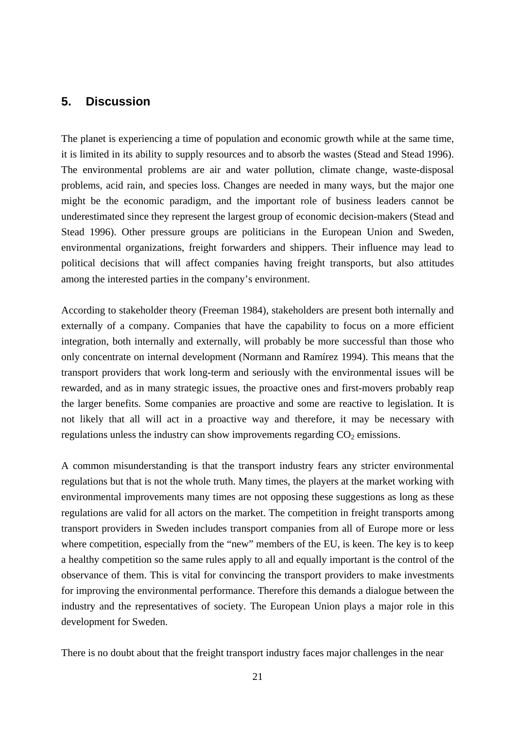## 5. Discussion

The planet is experiencing a time of population and economic growth while at the same time, it is limited in its ability to supply resources and to absorb the wastes (Stead and Stead 1996). The environmental problems are air and water pollution, climate change, waste-disposal problems, acid rain, and species loss. Changes are needed in many ways, but the major one might be the economic paradigm, and the important role of business leaders cannot be underestimated since they represent the largest group of economic decision-makers (Stead and Stead 1996). Other pressure groups are politicians in the European Union and Sweden, environmental organizations, freight forwarders and shippers. Their influence may lead to political decisions that will affect companies having freight transports, but also attitudes among the interested parties in the company's environment.

According to stakeholder theory (Freeman 1984), stakeholders are present both internally and externally of a company. Companies that have the capability to focus on a more efficient integration, both internally and externally, will probably be more successful than those who only concentrate on internal development (Normann and Ramírez 1994). This means that the transport providers that work long-term and seriously with the environmental issues will be rewarded, and as in many strategic issues, the proactive ones and first-movers probably reap the larger benefits. Some companies are proactive and some are reactive to legislation. It is not likely that all will act in a proactive way and therefore, it may be necessary with regulations unless the industry can show improvements regarding $CO_2$ emissions.

A common misunderstanding is that the transport industry fears any stricter environmental regulations but that is not the whole truth. Many times, the players at the market working with environmental improvements many times are not opposing these suggestions as long as these regulations are valid for all actors on the market. The competition in freight transports among transport providers in Sweden includes transport companies from all of Europe more or less where competition, especially from the "new" members of the EU, is keen. The key is to keep a healthy competition so the same rules apply to all and equally important is the control of the observance of them. This is vital for convincing the transport providers to make investments for improving the environmental performance. Therefore this demands a dialogue between the industry and the representatives of society. The European Union plays a major role in this development for Sweden.

There is no doubt about that the freight transport industry faces major challenges in the near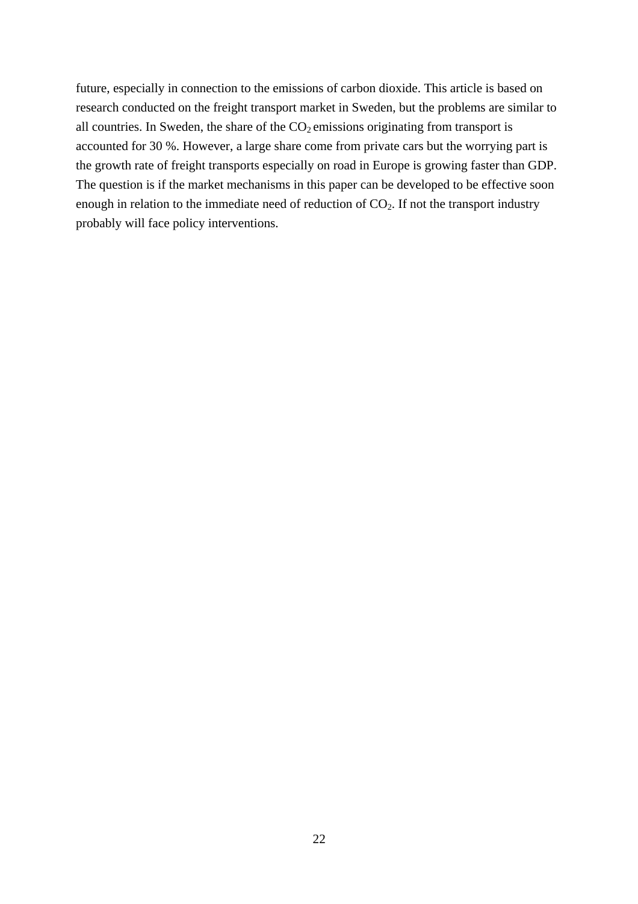future, especially in connection to the emissions of carbon dioxide. This article is based on research conducted on the freight transport market in Sweden, but the problems are similar to all countries. In Sweden, the share of the $CO_2$ emissions originating from transport is accounted for 30 %. However, a large share come from private cars but the worrying part is the growth rate of freight transports especially on road in Europe is growing faster than GDP. The question is if the market mechanisms in this paper can be developed to be effective soon enough in relation to the immediate need of reduction of $CO_2$. If not the transport industry probably will face policy interventions.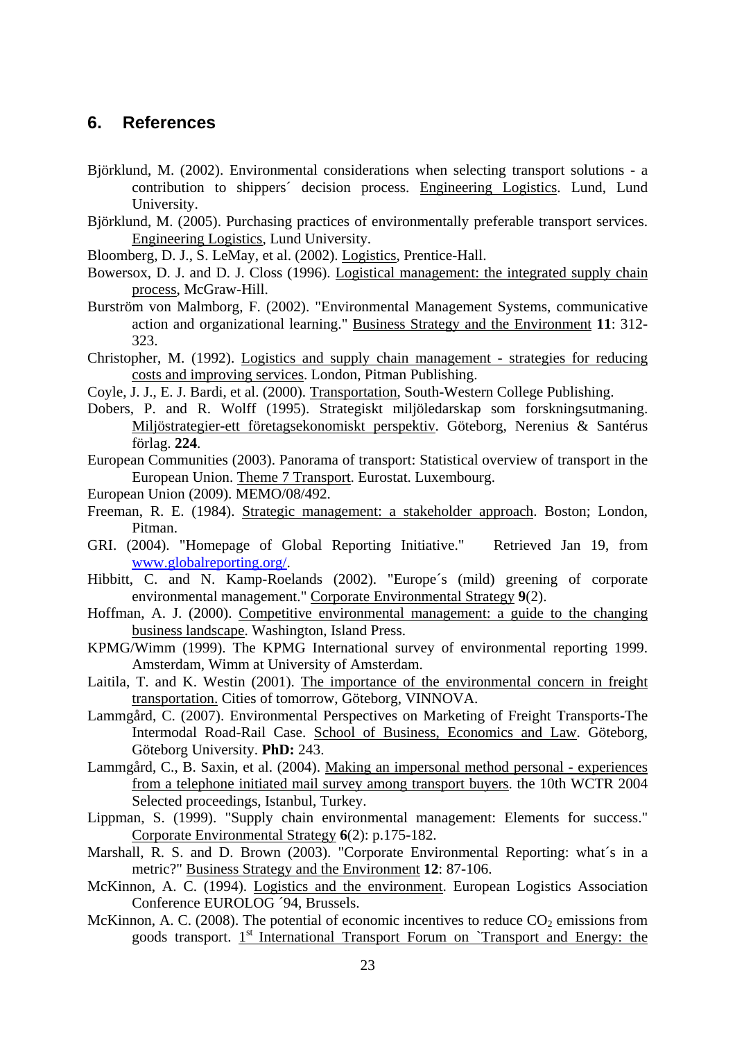## 6. References

Björklund, M. (2002). Environmental considerations when selecting transport solutions - a contribution to shippers´ decision process. Engineering Logistics. Lund, Lund University.

Björklund, M. (2005). Purchasing practices of environmentally preferable transport services. Engineering Logistics, Lund University.

Bloomberg, D. J., S. LeMay, et al. (2002). Logistics, Prentice-Hall.

Bowersox, D. J. and D. J. Closs (1996). Logistical management: the integrated supply chain process, McGraw-Hill.

Burström von Malmborg, F. (2002). "Environmental Management Systems, communicative action and organizational learning." Business Strategy and the Environment **11**: 312-323.

Christopher, M. (1992). Logistics and supply chain management - strategies for reducing costs and improving services. London, Pitman Publishing.

Coyle, J. J., E. J. Bardi, et al. (2000). Transportation, South-Western College Publishing.

Dobers, P. and R. Wolff (1995). Strategiskt miljöledarskap som forskningsutmaning. Miljöstrategier-ett företagsekonomiskt perspektiv. Göteborg, Nerenius & Santérus förlag. **224**.

European Communities (2003). Panorama of transport: Statistical overview of transport in the European Union. Theme 7 Transport. Eurostat. Luxembourg.

European Union (2009). MEMO/08/492.

Freeman, R. E. (1984). Strategic management: a stakeholder approach. Boston; London, Pitman.

GRI. (2004). "Homepage of Global Reporting Initiative." Retrieved Jan 19, from www.globalreporting.org/.

Hibbitt, C. and N. Kamp-Roelands (2002). "Europe´s (mild) greening of corporate environmental management." Corporate Environmental Strategy **9**(2).

Hoffman, A. J. (2000). Competitive environmental management: a guide to the changing business landscape. Washington, Island Press.

KPMG/Wimm (1999). The KPMG International survey of environmental reporting 1999. Amsterdam, Wimm at University of Amsterdam.

Laitila, T. and K. Westin (2001). The importance of the environmental concern in freight transportation. Cities of tomorrow, Göteborg, VINNOVA.

Lammgård, C. (2007). Environmental Perspectives on Marketing of Freight Transports-The Intermodal Road-Rail Case. School of Business, Economics and Law. Göteborg, Göteborg University. **PhD:** 243.

Lammgård, C., B. Saxin, et al. (2004). Making an impersonal method personal - experiences from a telephone initiated mail survey among transport buyers. the 10th WCTR 2004 Selected proceedings, Istanbul, Turkey.

Lippman, S. (1999). "Supply chain environmental management: Elements for success." Corporate Environmental Strategy **6**(2): p.175-182.

Marshall, R. S. and D. Brown (2003). "Corporate Environmental Reporting: what´s in a metric?" Business Strategy and the Environment **12**: 87-106.

McKinnon, A. C. (1994). Logistics and the environment. European Logistics Association Conference EUROLOG ´94, Brussels.

McKinnon, A. C. (2008). The potential of economic incentives to reduce $CO_2$ emissions from goods transport. 1st International Transport Forum on `Transport and Energy: the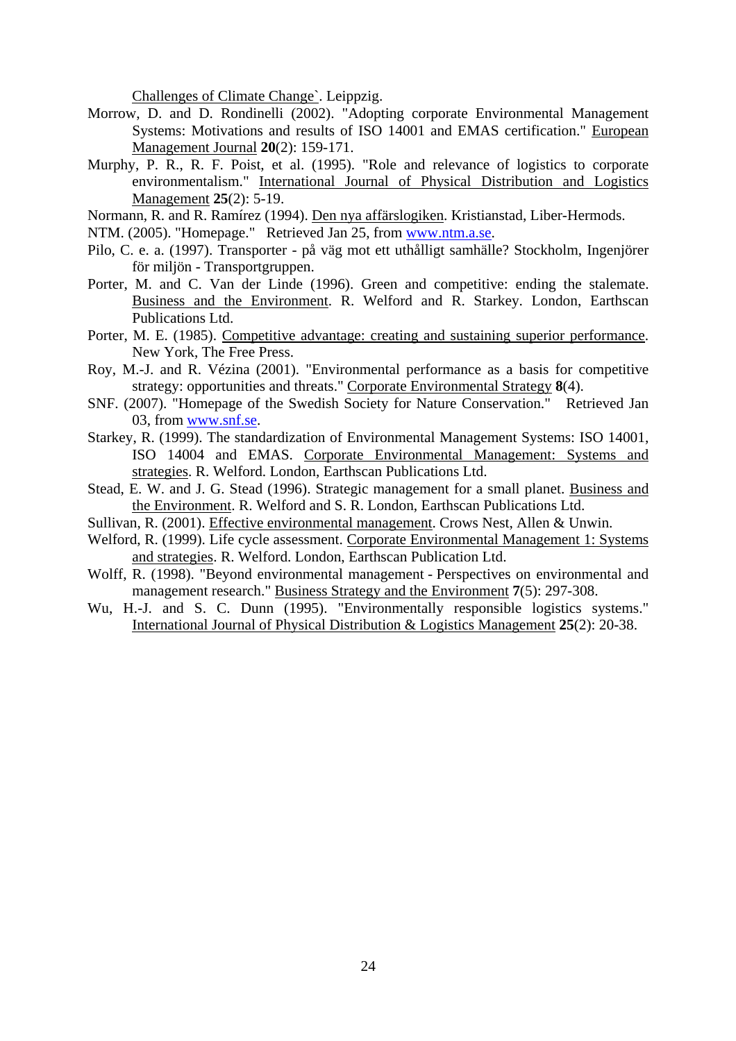Challenges of Climate Change`. Leippzig.

Morrow, D. and D. Rondinelli (2002). "Adopting corporate Environmental Management Systems: Motivations and results of ISO 14001 and EMAS certification." European Management Journal **20**(2): 159-171.

Murphy, P. R., R. F. Poist, et al. (1995). "Role and relevance of logistics to corporate environmentalism." International Journal of Physical Distribution and Logistics Management **25**(2): 5-19.

Normann, R. and R. Ramírez (1994). Den nya affärslogiken. Kristianstad, Liber-Hermods.

NTM. (2005). "Homepage." Retrieved Jan 25, from www.ntm.a.se.

Pilo, C. e. a. (1997). Transporter - på väg mot ett uthålligt samhälle? Stockholm, Ingenjörer för miljön - Transportgruppen.

Porter, M. and C. Van der Linde (1996). Green and competitive: ending the stalemate. Business and the Environment. R. Welford and R. Starkey. London, Earthscan Publications Ltd.

Porter, M. E. (1985). Competitive advantage: creating and sustaining superior performance. New York, The Free Press.

Roy, M.-J. and R. Vézina (2001). "Environmental performance as a basis for competitive strategy: opportunities and threats." Corporate Environmental Strategy **8**(4).

SNF. (2007). "Homepage of the Swedish Society for Nature Conservation." Retrieved Jan 03, from www.snf.se.

Starkey, R. (1999). The standardization of Environmental Management Systems: ISO 14001, ISO 14004 and EMAS. Corporate Environmental Management: Systems and strategies. R. Welford. London, Earthscan Publications Ltd.

Stead, E. W. and J. G. Stead (1996). Strategic management for a small planet. Business and the Environment. R. Welford and S. R. London, Earthscan Publications Ltd.

Sullivan, R. (2001). Effective environmental management. Crows Nest, Allen & Unwin.

Welford, R. (1999). Life cycle assessment. Corporate Environmental Management 1: Systems and strategies. R. Welford. London, Earthscan Publication Ltd.

Wolff, R. (1998). "Beyond environmental management - Perspectives on environmental and management research." Business Strategy and the Environment **7**(5): 297-308.

Wu, H.-J. and S. C. Dunn (1995). "Environmentally responsible logistics systems." International Journal of Physical Distribution & Logistics Management **25**(2): 20-38.